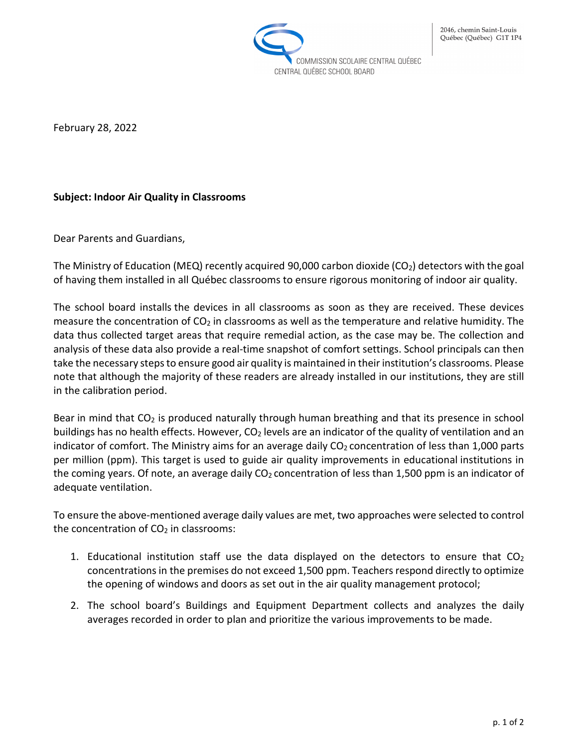COMMISSION SCOLAIRE CENTRAL QUÉBEC
CENTRAL QUÉBEC SCHOOL BOARD

2046, chemin Saint-Louis
Québec (Québec) G1T 1P4

February 28, 2022

**Subject: Indoor Air Quality in Classrooms**

Dear Parents and Guardians,

The Ministry of Education (MEQ) recently acquired 90,000 carbon dioxide ($CO_2$) detectors with the goal of having them installed in all Québec classrooms to ensure rigorous monitoring of indoor air quality.

The school board installs the devices in all classrooms as soon as they are received. These devices measure the concentration of $CO_2$ in classrooms as well as the temperature and relative humidity. The data thus collected target areas that require remedial action, as the case may be. The collection and analysis of these data also provide a real-time snapshot of comfort settings. School principals can then take the necessary steps to ensure good air quality is maintained in their institution's classrooms. Please note that although the majority of these readers are already installed in our institutions, they are still in the calibration period.

Bear in mind that $CO_2$ is produced naturally through human breathing and that its presence in school buildings has no health effects. However, $CO_2$ levels are an indicator of the quality of ventilation and an indicator of comfort. The Ministry aims for an average daily $CO_2$ concentration of less than 1,000 parts per million (ppm). This target is used to guide air quality improvements in educational institutions in the coming years. Of note, an average daily $CO_2$ concentration of less than 1,500 ppm is an indicator of adequate ventilation.

To ensure the above-mentioned average daily values are met, two approaches were selected to control the concentration of $CO_2$ in classrooms:

1. Educational institution staff use the data displayed on the detectors to ensure that $CO_2$ concentrations in the premises do not exceed 1,500 ppm. Teachers respond directly to optimize the opening of windows and doors as set out in the air quality management protocol;
2. The school board's Buildings and Equipment Department collects and analyzes the daily averages recorded in order to plan and prioritize the various improvements to be made.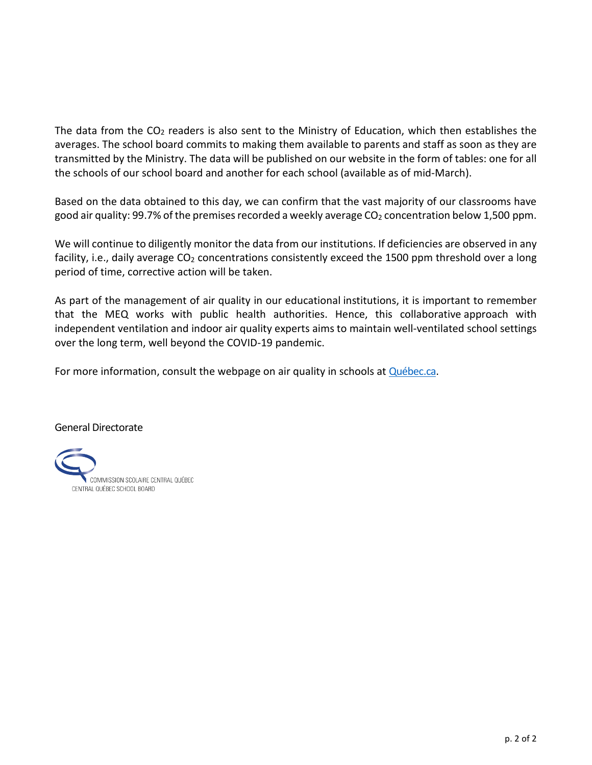The data from the $CO_2$ readers is also sent to the Ministry of Education, which then establishes the averages. The school board commits to making them available to parents and staff as soon as they are transmitted by the Ministry. The data will be published on our website in the form of tables: one for all the schools of our school board and another for each school (available as of mid-March).

Based on the data obtained to this day, we can confirm that the vast majority of our classrooms have good air quality: 99.7% of the premises recorded a weekly average $CO_2$ concentration below 1,500 ppm.

We will continue to diligently monitor the data from our institutions. If deficiencies are observed in any facility, i.e., daily average $CO_2$ concentrations consistently exceed the 1500 ppm threshold over a long period of time, corrective action will be taken.

As part of the management of air quality in our educational institutions, it is important to remember that the MEQ works with public health authorities. Hence, this collaborative approach with independent ventilation and indoor air quality experts aims to maintain well-ventilated school settings over the long term, well beyond the COVID-19 pandemic.

For more information, consult the webpage on air quality in schools at [Québec.ca](Québec.ca).

General Directorate

COMMISSION SCOLAIRE CENTRAL QUÉBEC
CENTRAL QUÉBEC SCHOOL BOARD